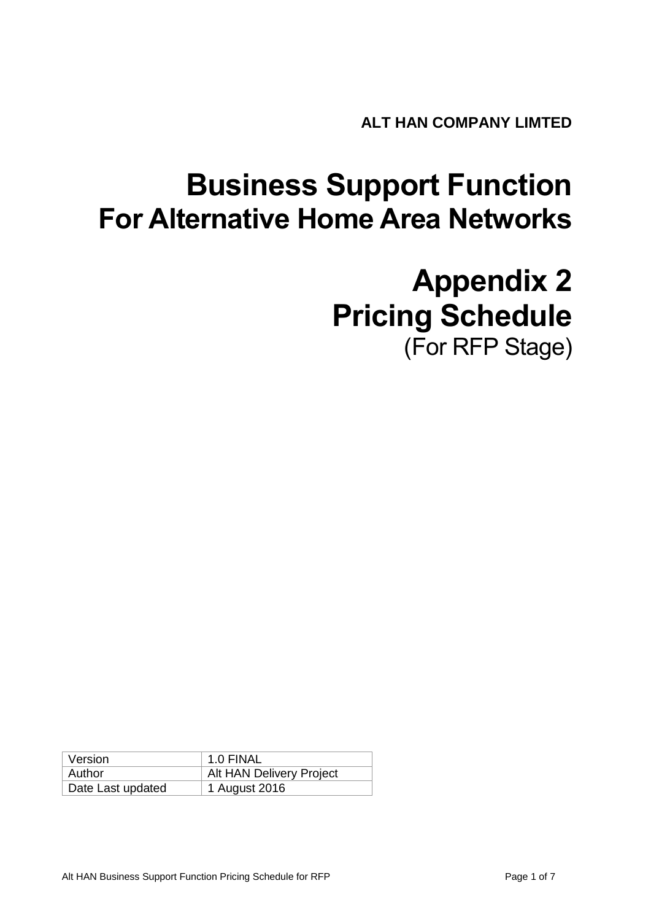**ALT HAN COMPANY LIMTED**

# Business Support Function
## For Alternative Home Area Networks

# Appendix 2
# Pricing Schedule
(For RFP Stage)

| Version | 1.0 FINAL |
| --- | --- |
| Author | Alt HAN Delivery Project |
| Date Last updated | 1 August 2016 |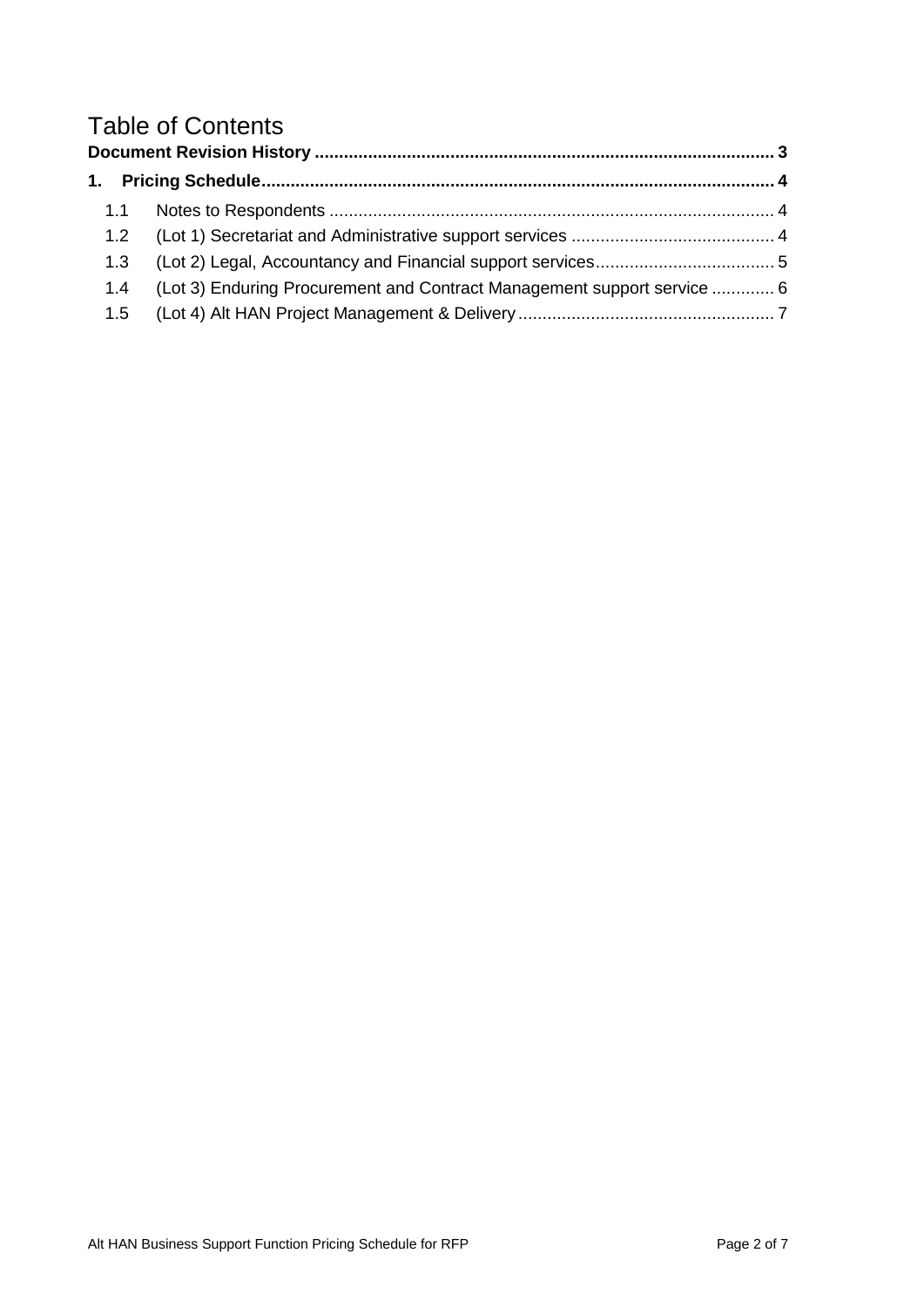# Table of Contents

**Document Revision History .............................................................................................. 3**

**1. Pricing Schedule......................................................................................................... 4**

- 1.1 Notes to Respondents ........................................................................................... 4
- 1.2 (Lot 1) Secretariat and Administrative support services .......................................... 4
- 1.3 (Lot 2) Legal, Accountancy and Financial support services..................................... 5
- 1.4 (Lot 3) Enduring Procurement and Contract Management support service ............. 6
- 1.5 (Lot 4) Alt HAN Project Management & Delivery ..................................................... 7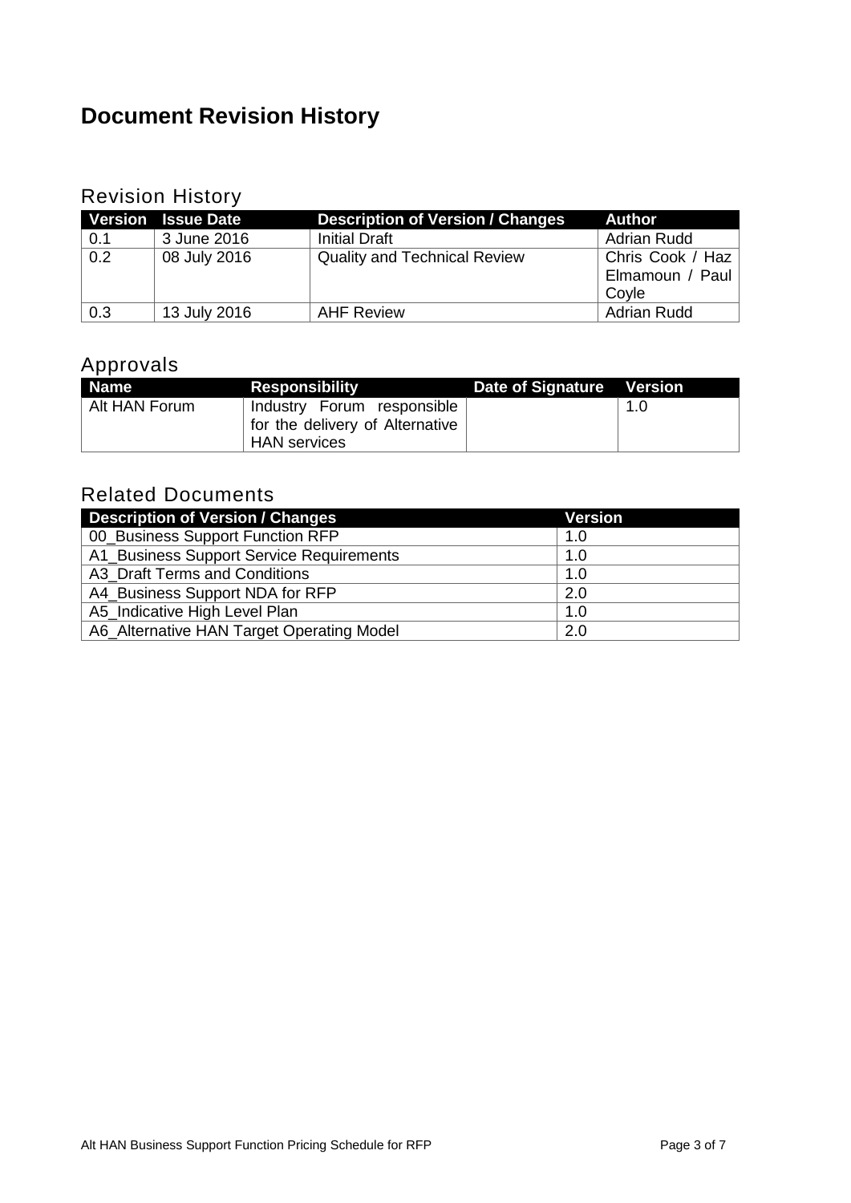# Document Revision History

## Revision History

| Version | Issue Date | Description of Version / Changes | Author |
|---|---|---|---|
| 0.1 | 3 June 2016 | Initial Draft | Adrian Rudd |
| 0.2 | 08 July 2016 | Quality and Technical Review | Chris Cook / Haz Elmamoun / Paul Coyle |
| 0.3 | 13 July 2016 | AHF Review | Adrian Rudd |

## Approvals

| Name | Responsibility | Date of Signature | Version |
|---|---|---|---|
| Alt HAN Forum | Industry Forum responsible for the delivery of Alternative HAN services | | 1.0 |

## Related Documents

| Description of Version / Changes | Version |
|---|---|
| 00_Business Support Function RFP | 1.0 |
| A1_Business Support Service Requirements | 1.0 |
| A3_Draft Terms and Conditions | 1.0 |
| A4_Business Support NDA for RFP | 2.0 |
| A5_Indicative High Level Plan | 1.0 |
| A6_Alternative HAN Target Operating Model | 2.0 |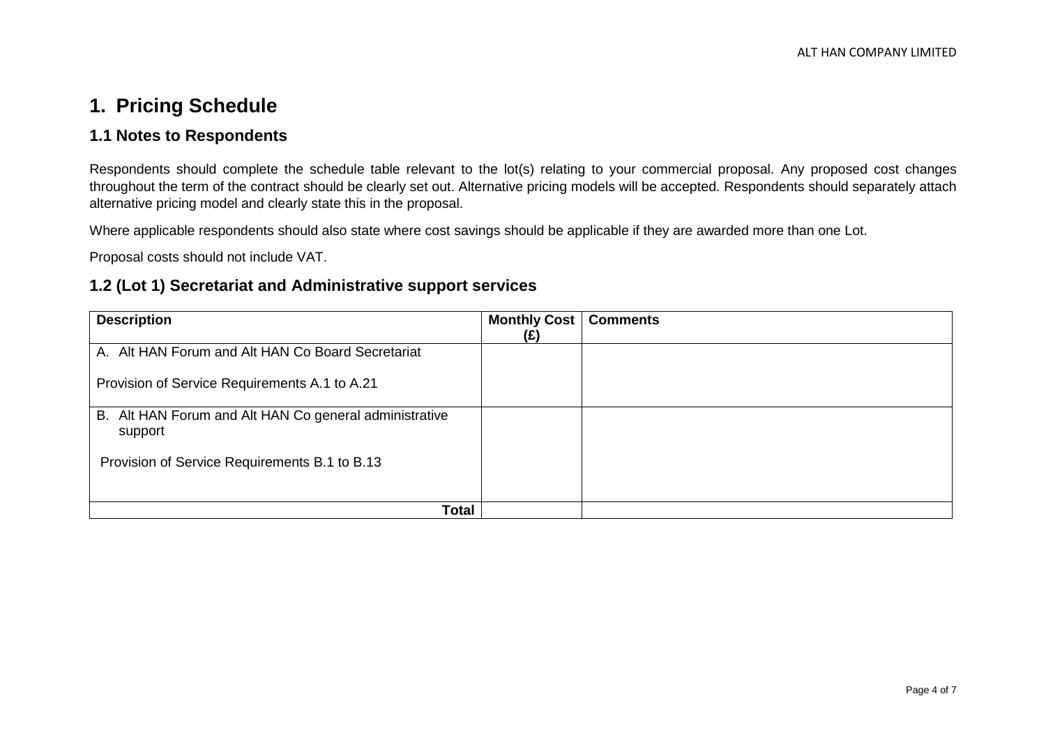# 1. Pricing Schedule

## 1.1 Notes to Respondents

Respondents should complete the schedule table relevant to the lot(s) relating to your commercial proposal. Any proposed cost changes throughout the term of the contract should be clearly set out. Alternative pricing models will be accepted. Respondents should separately attach alternative pricing model and clearly state this in the proposal.

Where applicable respondents should also state where cost savings should be applicable if they are awarded more than one Lot.

Proposal costs should not include VAT.

## 1.2 (Lot 1) Secretariat and Administrative support services

| Description | Monthly Cost (£) | Comments |
|---|---|---|
| A. Alt HAN Forum and Alt HAN Co Board Secretariat<br><br>Provision of Service Requirements A.1 to A.21 | | |
| B. Alt HAN Forum and Alt HAN Co general administrative support<br><br>Provision of Service Requirements B.1 to B.13 | | |
| **Total** | | |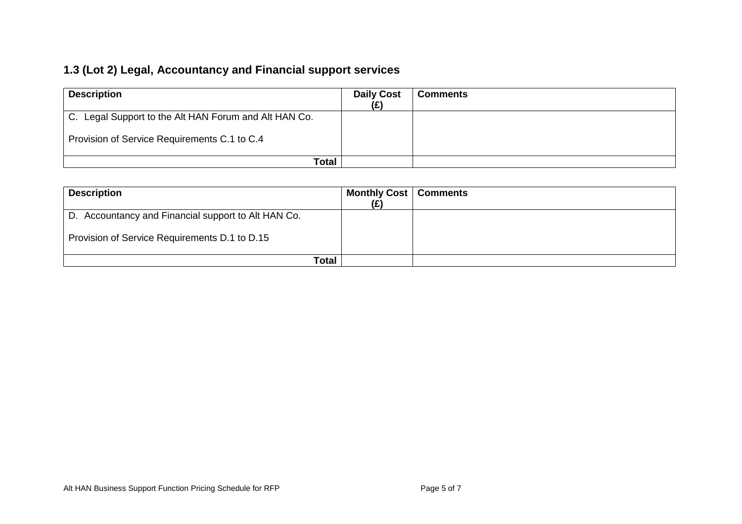### 1.3 (Lot 2) Legal, Accountancy and Financial support services

| Description | Daily Cost (£) | Comments |
|---|---|---|
| C. Legal Support to the Alt HAN Forum and Alt HAN Co.<br><br>Provision of Service Requirements C.1 to C.4 | | |
| **Total** | | |

| Description | Monthly Cost (£) | Comments |
|---|---|---|
| D. Accountancy and Financial support to Alt HAN Co.<br><br>Provision of Service Requirements D.1 to D.15 | | |
| **Total** | | |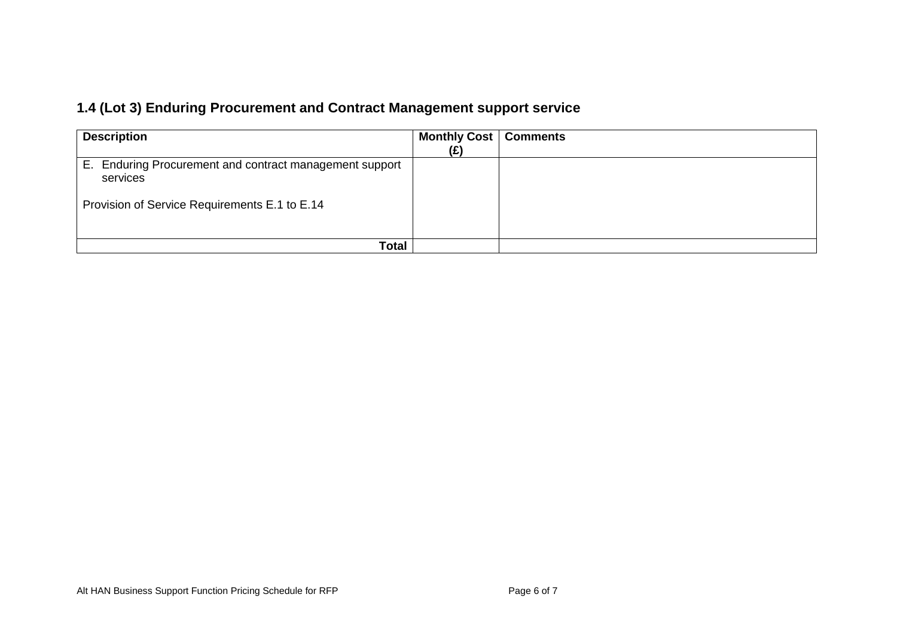### 1.4 (Lot 3) Enduring Procurement and Contract Management support service

| Description | Monthly Cost (£) | Comments |
|---|---|---|
| E. Enduring Procurement and contract management support services<br><br>Provision of Service Requirements E.1 to E.14 | | |
| **Total** | | |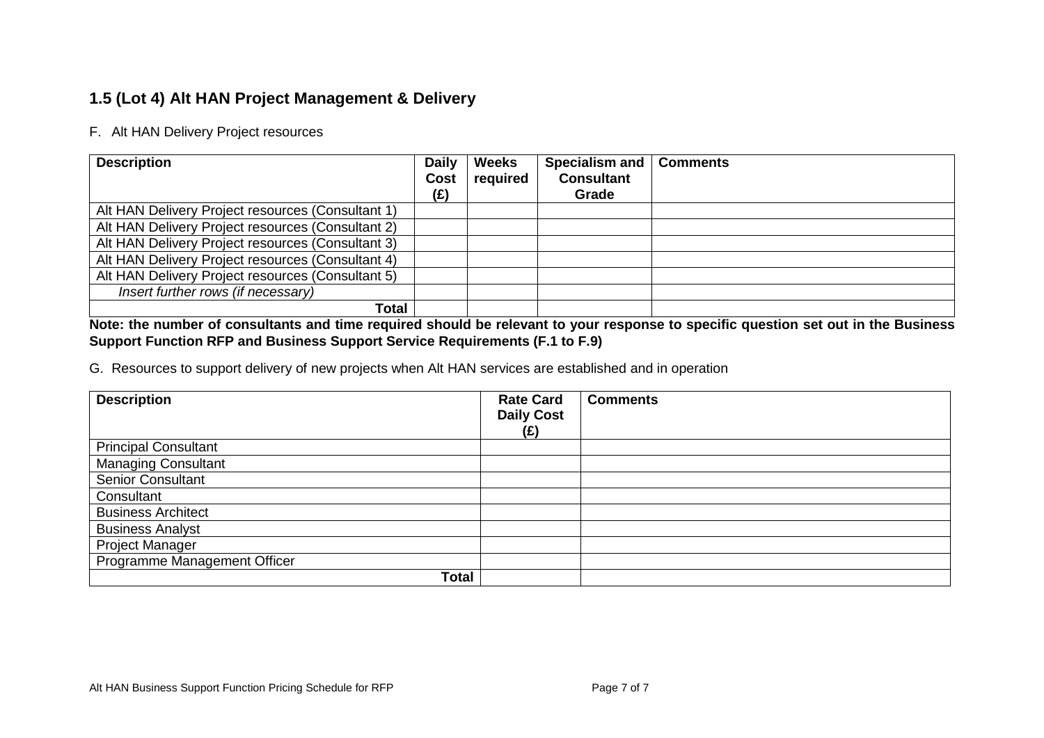## 1.5 (Lot 4) Alt HAN Project Management & Delivery

F. Alt HAN Delivery Project resources

| Description | Daily Cost (£) | Weeks required | Specialism and Consultant Grade | Comments |
|---|---|---|---|---|
| Alt HAN Delivery Project resources (Consultant 1) | | | | |
| Alt HAN Delivery Project resources (Consultant 2) | | | | |
| Alt HAN Delivery Project resources (Consultant 3) | | | | |
| Alt HAN Delivery Project resources (Consultant 4) | | | | |
| Alt HAN Delivery Project resources (Consultant 5) | | | | |
| *Insert further rows (if necessary)* | | | | |
| **Total** | | | | |

**Note: the number of consultants and time required should be relevant to your response to specific question set out in the Business Support Function RFP and Business Support Service Requirements (F.1 to F.9)**

G. Resources to support delivery of new projects when Alt HAN services are established and in operation

| Description | Rate Card Daily Cost (£) | Comments |
|---|---|---|
| Principal Consultant | | |
| Managing Consultant | | |
| Senior Consultant | | |
| Consultant | | |
| Business Architect | | |
| Business Analyst | | |
| Project Manager | | |
| Programme Management Officer | | |
| **Total** | | |